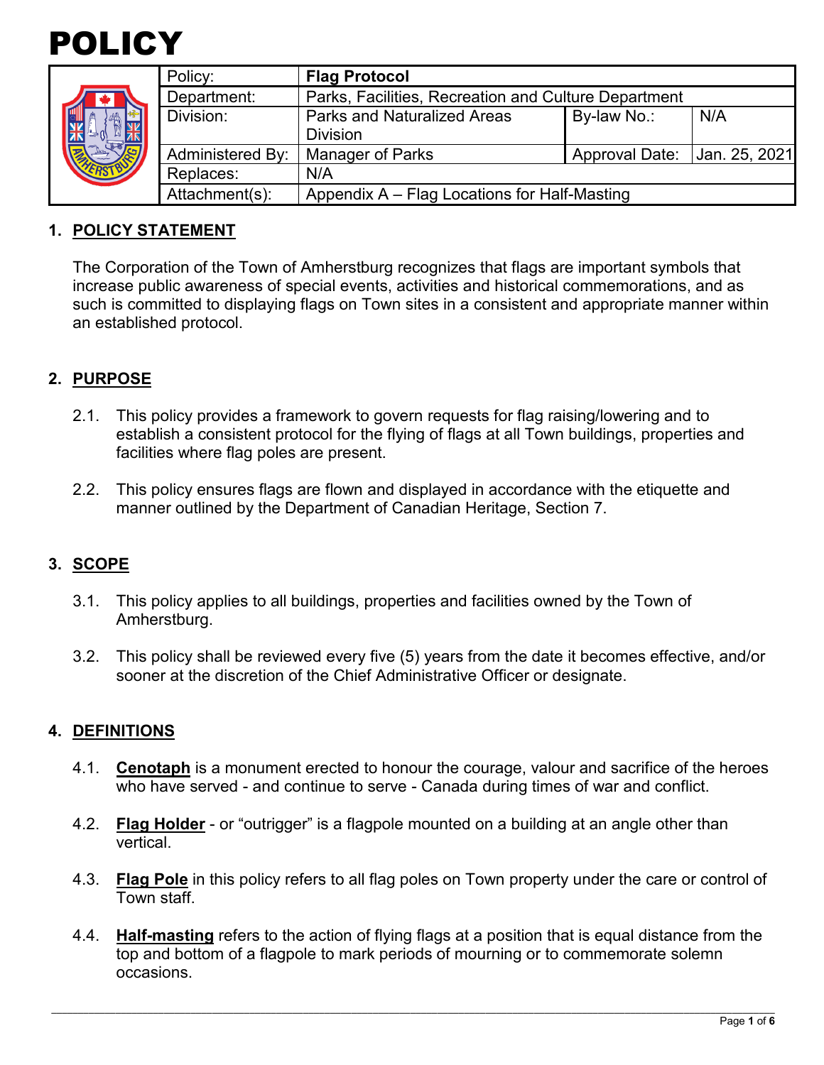# POLICY

| Policy: | **Flag Protocol** | | |
|---|---|---|---|
| Department: | Parks, Facilities, Recreation and Culture Department | | |
| Division: | Parks and Naturalized Areas Division | By-law No.: | N/A |
| Administered By: | Manager of Parks | Approval Date: | Jan. 25, 2021 |
| Replaces: | N/A | | |
| Attachment(s): | Appendix A – Flag Locations for Half-Masting | | |

## 1. POLICY STATEMENT

The Corporation of the Town of Amherstburg recognizes that flags are important symbols that increase public awareness of special events, activities and historical commemorations, and as such is committed to displaying flags on Town sites in a consistent and appropriate manner within an established protocol.

## 2. PURPOSE

2.1. This policy provides a framework to govern requests for flag raising/lowering and to establish a consistent protocol for the flying of flags at all Town buildings, properties and facilities where flag poles are present.

2.2. This policy ensures flags are flown and displayed in accordance with the etiquette and manner outlined by the Department of Canadian Heritage, Section 7.

## 3. SCOPE

3.1. This policy applies to all buildings, properties and facilities owned by the Town of Amherstburg.

3.2. This policy shall be reviewed every five (5) years from the date it becomes effective, and/or sooner at the discretion of the Chief Administrative Officer or designate.

## 4. DEFINITIONS

4.1. **Cenotaph** is a monument erected to honour the courage, valour and sacrifice of the heroes who have served - and continue to serve - Canada during times of war and conflict.

4.2. **Flag Holder** - or "outrigger" is a flagpole mounted on a building at an angle other than vertical.

4.3. **Flag Pole** in this policy refers to all flag poles on Town property under the care or control of Town staff.

4.4. **Half-masting** refers to the action of flying flags at a position that is equal distance from the top and bottom of a flagpole to mark periods of mourning or to commemorate solemn occasions.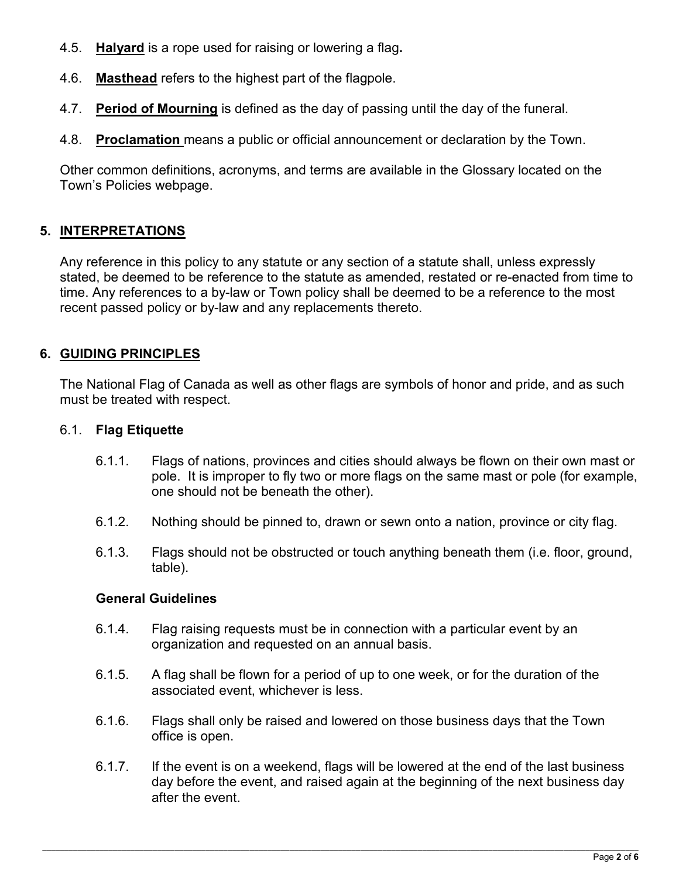4.5. **Halyard** is a rope used for raising or lowering a flag**.**

4.6. **Masthead** refers to the highest part of the flagpole.

4.7. **Period of Mourning** is defined as the day of passing until the day of the funeral.

4.8. **Proclamation** means a public or official announcement or declaration by the Town.

Other common definitions, acronyms, and terms are available in the Glossary located on the Town's Policies webpage.

## 5. INTERPRETATIONS

Any reference in this policy to any statute or any section of a statute shall, unless expressly stated, be deemed to be reference to the statute as amended, restated or re-enacted from time to time. Any references to a by-law or Town policy shall be deemed to be a reference to the most recent passed policy or by-law and any replacements thereto.

## 6. GUIDING PRINCIPLES

The National Flag of Canada as well as other flags are symbols of honor and pride, and as such must be treated with respect.

### 6.1. Flag Etiquette

6.1.1. Flags of nations, provinces and cities should always be flown on their own mast or pole. It is improper to fly two or more flags on the same mast or pole (for example, one should not be beneath the other).

6.1.2. Nothing should be pinned to, drawn or sewn onto a nation, province or city flag.

6.1.3. Flags should not be obstructed or touch anything beneath them (i.e. floor, ground, table).

**General Guidelines**

6.1.4. Flag raising requests must be in connection with a particular event by an organization and requested on an annual basis.

6.1.5. A flag shall be flown for a period of up to one week, or for the duration of the associated event, whichever is less.

6.1.6. Flags shall only be raised and lowered on those business days that the Town office is open.

6.1.7. If the event is on a weekend, flags will be lowered at the end of the last business day before the event, and raised again at the beginning of the next business day after the event.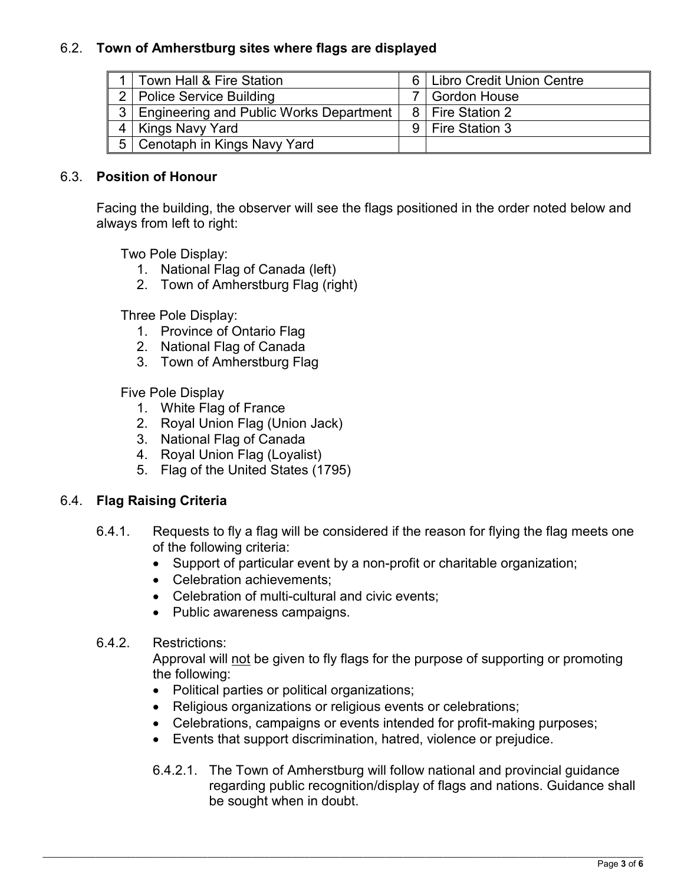## 6.2. **Town of Amherstburg sites where flags are displayed**

| | | | |
|---|---|---|---|
| 1 | Town Hall & Fire Station | 6 | Libro Credit Union Centre |
| 2 | Police Service Building | 7 | Gordon House |
| 3 | Engineering and Public Works Department | 8 | Fire Station 2 |
| 4 | Kings Navy Yard | 9 | Fire Station 3 |
| 5 | Cenotaph in Kings Navy Yard | | |

## 6.3. **Position of Honour**

Facing the building, the observer will see the flags positioned in the order noted below and always from left to right:

Two Pole Display:

1. National Flag of Canada (left)
2. Town of Amherstburg Flag (right)

Three Pole Display:

1. Province of Ontario Flag
2. National Flag of Canada
3. Town of Amherstburg Flag

Five Pole Display

1. White Flag of France
2. Royal Union Flag (Union Jack)
3. National Flag of Canada
4. Royal Union Flag (Loyalist)
5. Flag of the United States (1795)

## 6.4. **Flag Raising Criteria**

6.4.1. Requests to fly a flag will be considered if the reason for flying the flag meets one of the following criteria:

- Support of particular event by a non-profit or charitable organization;
- Celebration achievements;
- Celebration of multi-cultural and civic events;
- Public awareness campaigns.

6.4.2. Restrictions:
Approval will not be given to fly flags for the purpose of supporting or promoting the following:

- Political parties or political organizations;
- Religious organizations or religious events or celebrations;
- Celebrations, campaigns or events intended for profit-making purposes;
- Events that support discrimination, hatred, violence or prejudice.

6.4.2.1. The Town of Amherstburg will follow national and provincial guidance regarding public recognition/display of flags and nations. Guidance shall be sought when in doubt.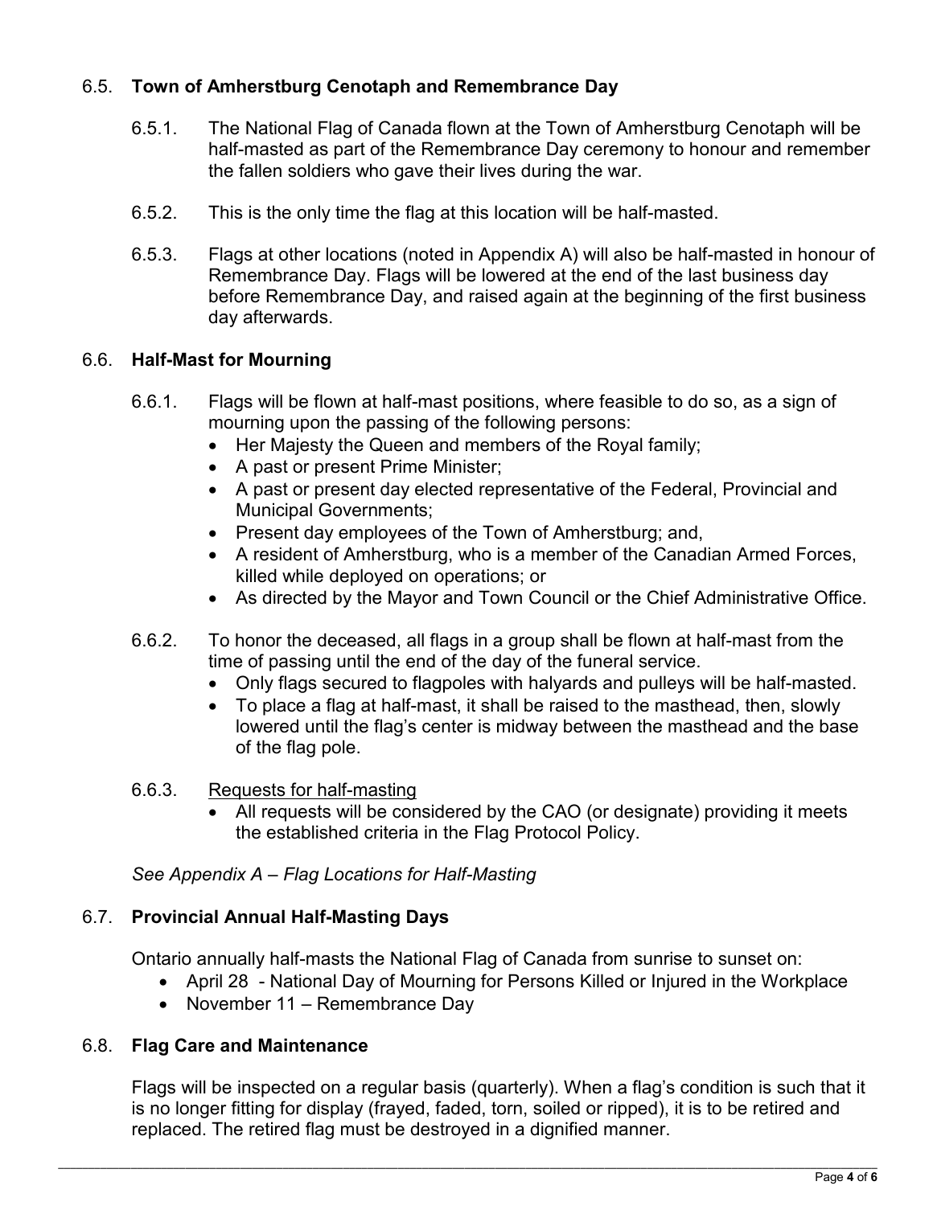### 6.5. **Town of Amherstburg Cenotaph and Remembrance Day**

6.5.1. The National Flag of Canada flown at the Town of Amherstburg Cenotaph will be half-masted as part of the Remembrance Day ceremony to honour and remember the fallen soldiers who gave their lives during the war.

6.5.2. This is the only time the flag at this location will be half-masted.

6.5.3. Flags at other locations (noted in Appendix A) will also be half-masted in honour of Remembrance Day. Flags will be lowered at the end of the last business day before Remembrance Day, and raised again at the beginning of the first business day afterwards.

### 6.6. **Half-Mast for Mourning**

6.6.1. Flags will be flown at half-mast positions, where feasible to do so, as a sign of mourning upon the passing of the following persons:

- Her Majesty the Queen and members of the Royal family;
- A past or present Prime Minister;
- A past or present day elected representative of the Federal, Provincial and Municipal Governments;
- Present day employees of the Town of Amherstburg; and,
- A resident of Amherstburg, who is a member of the Canadian Armed Forces, killed while deployed on operations; or
- As directed by the Mayor and Town Council or the Chief Administrative Office.

6.6.2. To honor the deceased, all flags in a group shall be flown at half-mast from the time of passing until the end of the day of the funeral service.

- Only flags secured to flagpoles with halyards and pulleys will be half-masted.
- To place a flag at half-mast, it shall be raised to the masthead, then, slowly lowered until the flag's center is midway between the masthead and the base of the flag pole.

6.6.3. <u>Requests for half-masting</u>

- All requests will be considered by the CAO (or designate) providing it meets the established criteria in the Flag Protocol Policy.

*See Appendix A – Flag Locations for Half-Masting*

### 6.7. **Provincial Annual Half-Masting Days**

Ontario annually half-masts the National Flag of Canada from sunrise to sunset on:

- April 28 - National Day of Mourning for Persons Killed or Injured in the Workplace
- November 11 – Remembrance Day

### 6.8. **Flag Care and Maintenance**

Flags will be inspected on a regular basis (quarterly). When a flag's condition is such that it is no longer fitting for display (frayed, faded, torn, soiled or ripped), it is to be retired and replaced. The retired flag must be destroyed in a dignified manner.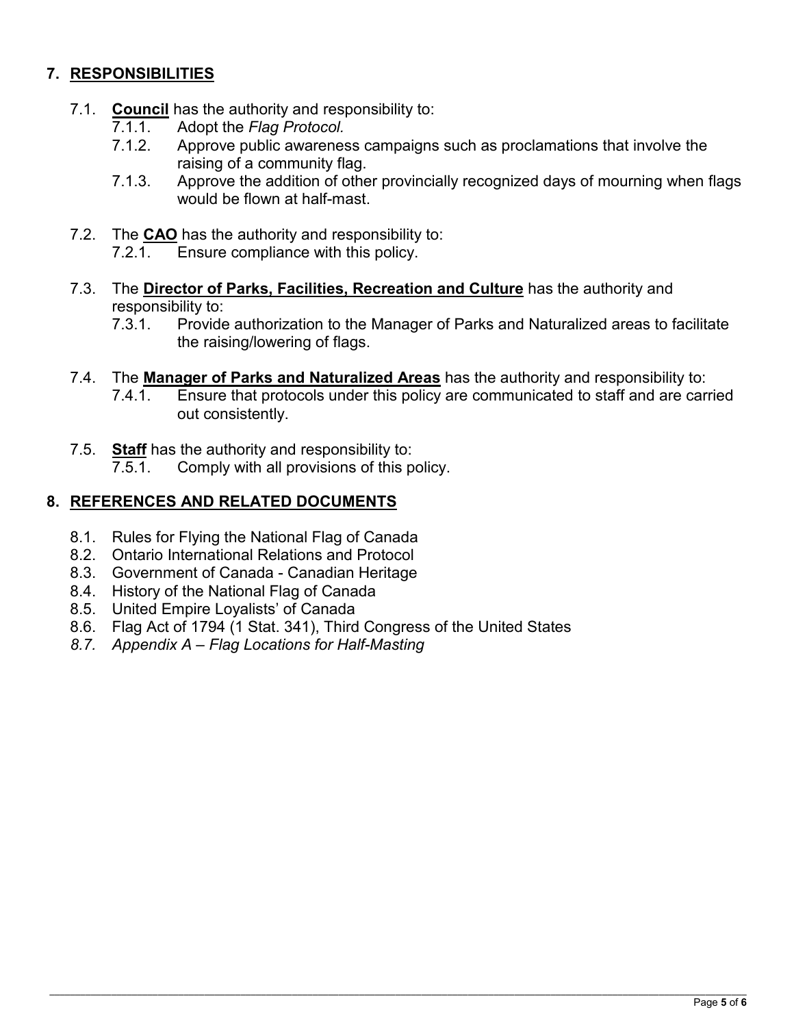## 7. RESPONSIBILITIES

7.1. **Council** has the authority and responsibility to:

- 7.1.1. Adopt the *Flag Protocol.*
- 7.1.2. Approve public awareness campaigns such as proclamations that involve the raising of a community flag.
- 7.1.3. Approve the addition of other provincially recognized days of mourning when flags would be flown at half-mast.

7.2. The **CAO** has the authority and responsibility to:

- 7.2.1. Ensure compliance with this policy.

7.3. The **Director of Parks, Facilities, Recreation and Culture** has the authority and responsibility to:

- 7.3.1. Provide authorization to the Manager of Parks and Naturalized areas to facilitate the raising/lowering of flags.

7.4. The **Manager of Parks and Naturalized Areas** has the authority and responsibility to:

- 7.4.1. Ensure that protocols under this policy are communicated to staff and are carried out consistently.

7.5. **Staff** has the authority and responsibility to:

- 7.5.1. Comply with all provisions of this policy.

## 8. REFERENCES AND RELATED DOCUMENTS

8.1. Rules for Flying the National Flag of Canada
8.2. Ontario International Relations and Protocol
8.3. Government of Canada - Canadian Heritage
8.4. History of the National Flag of Canada
8.5. United Empire Loyalists' of Canada
8.6. Flag Act of 1794 (1 Stat. 341), Third Congress of the United States
*8.7. Appendix A – Flag Locations for Half-Masting*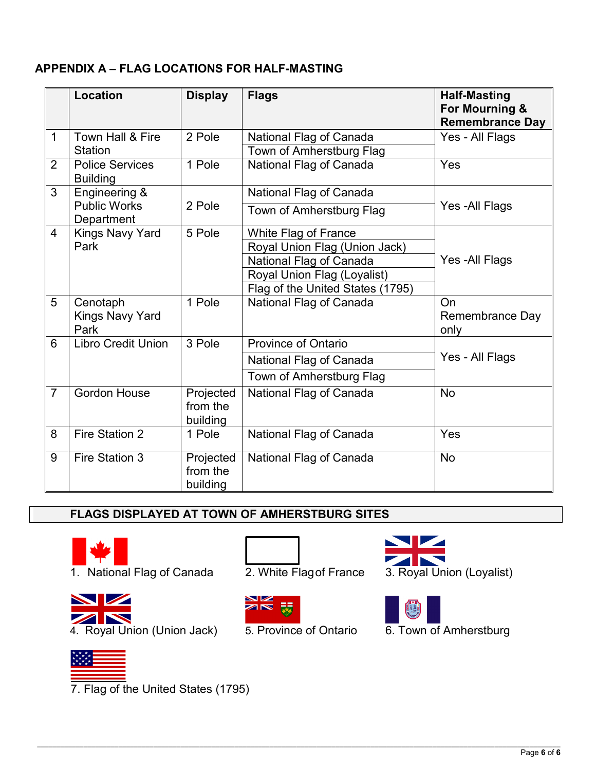## APPENDIX A – FLAG LOCATIONS FOR HALF-MASTING

| | Location | Display | Flags | Half-Masting For Mourning & Remembrance Day |
|---|---|---|---|---|
| 1 | Town Hall & Fire Station | 2 Pole | National Flag of Canada | Yes - All Flags |
| | | | Town of Amherstburg Flag | |
| 2 | Police Services Building | 1 Pole | National Flag of Canada | Yes |
| 3 | Engineering & Public Works Department | 2 Pole | National Flag of Canada | Yes -All Flags |
| | | | Town of Amherstburg Flag | |
| 4 | Kings Navy Yard Park | 5 Pole | White Flag of France | Yes -All Flags |
| | | | Royal Union Flag (Union Jack) | |
| | | | National Flag of Canada | |
| | | | Royal Union Flag (Loyalist) | |
| | | | Flag of the United States (1795) | |
| 5 | Cenotaph Kings Navy Yard Park | 1 Pole | National Flag of Canada | On Remembrance Day only |
| 6 | Libro Credit Union | 3 Pole | Province of Ontario | Yes - All Flags |
| | | | National Flag of Canada | |
| | | | Town of Amherstburg Flag | |
| 7 | Gordon House | Projected from the building | National Flag of Canada | No |
| 8 | Fire Station 2 | 1 Pole | National Flag of Canada | Yes |
| 9 | Fire Station 3 | Projected from the building | National Flag of Canada | No |

### FLAGS DISPLAYED AT TOWN OF AMHERSTBURG SITES

1. National Flag of Canada
2. White Flag of France
3. Royal Union (Loyalist)
4. Royal Union (Union Jack)
5. Province of Ontario
6. Town of Amherstburg
7. Flag of the United States (1795)